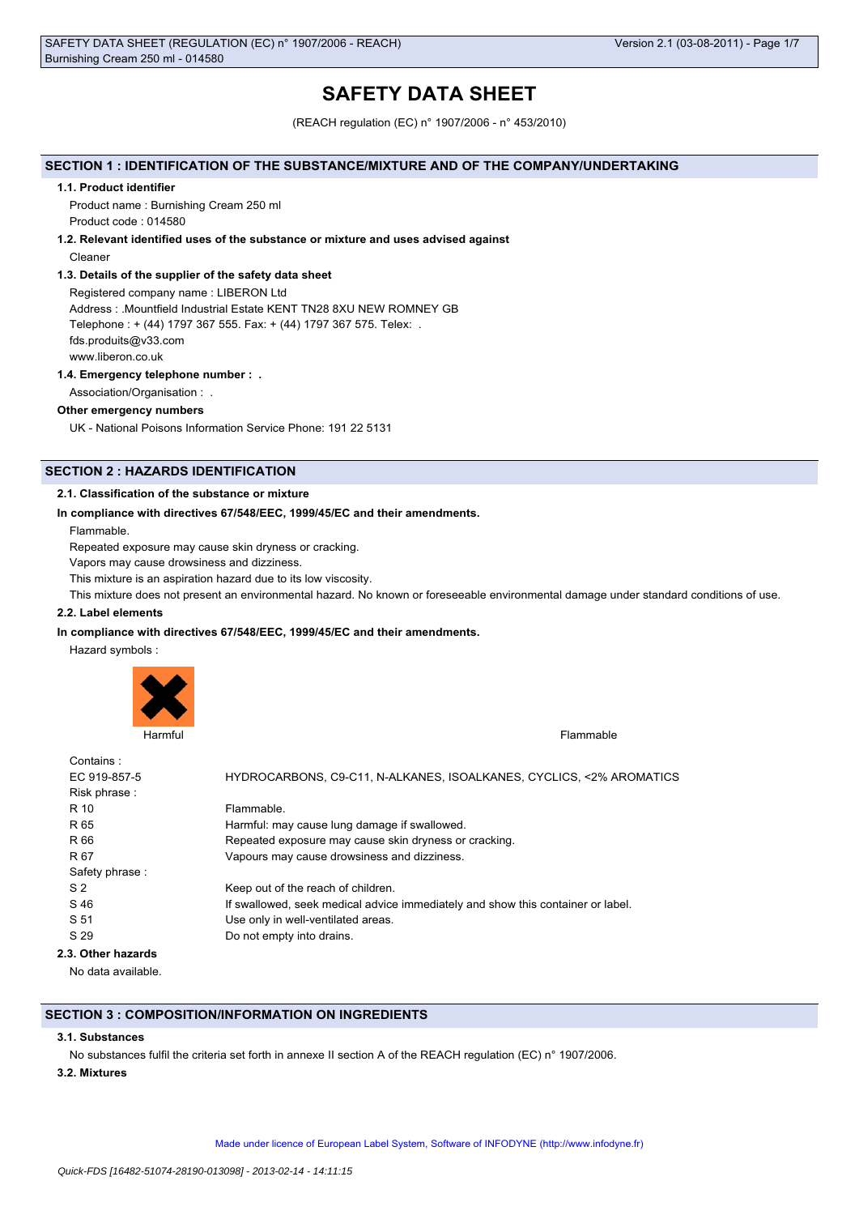# SAFETY DATA SHEET

(REACH regulation (EC) n° 1907/2006 - n° 453/2010)

## SECTION 1 : IDENTIFICATION OF THE SUBSTANCE/MIXTURE AND OF THE COMPANY/UNDERTAKING

### 1.1. Product identifier

Product name : Burnishing Cream 250 ml

Product code : 014580

### 1.2. Relevant identified uses of the substance or mixture and uses advised against

Cleaner

### 1.3. Details of the supplier of the safety data sheet

Registered company name : LIBERON Ltd

Address : .Mountfield Industrial Estate KENT TN28 8XU NEW ROMNEY GB

Telephone : + (44) 1797 367 555. Fax: + (44) 1797 367 575. Telex: .

fds.produits@v33.com

www.liberon.co.uk

### 1.4. Emergency telephone number : .

Association/Organisation : .

**Other emergency numbers**

UK - National Poisons Information Service Phone: 191 22 5131

## SECTION 2 : HAZARDS IDENTIFICATION

### 2.1. Classification of the substance or mixture

**In compliance with directives 67/548/EEC, 1999/45/EC and their amendments.**

Flammable.

Repeated exposure may cause skin dryness or cracking.

Vapors may cause drowsiness and dizziness.

This mixture is an aspiration hazard due to its low viscosity.

This mixture does not present an environmental hazard. No known or foreseeable environmental damage under standard conditions of use.

### 2.2. Label elements

**In compliance with directives 67/548/EEC, 1999/45/EC and their amendments.**

Hazard symbols :

Harmful

Flammable

| | |
|---|---|
| Contains : | |
| EC 919-857-5 | HYDROCARBONS, C9-C11, N-ALKANES, ISOALKANES, CYCLICS, <2% AROMATICS |
| Risk phrase : | |
| R 10 | Flammable. |
| R 65 | Harmful: may cause lung damage if swallowed. |
| R 66 | Repeated exposure may cause skin dryness or cracking. |
| R 67 | Vapours may cause drowsiness and dizziness. |
| Safety phrase : | |
| S 2 | Keep out of the reach of children. |
| S 46 | If swallowed, seek medical advice immediately and show this container or label. |
| S 51 | Use only in well-ventilated areas. |
| S 29 | Do not empty into drains. |

### 2.3. Other hazards

No data available.

## SECTION 3 : COMPOSITION/INFORMATION ON INGREDIENTS

### 3.1. Substances

No substances fulfil the criteria set forth in annexe II section A of the REACH regulation (EC) n° 1907/2006.

### 3.2. Mixtures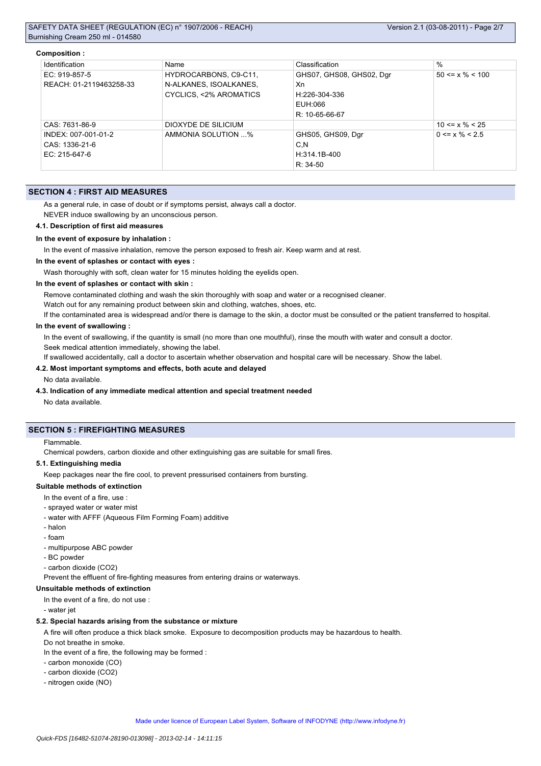**Composition :**

| Identification | Name | Classification | % |
| --- | --- | --- | --- |
| EC: 919-857-5<br>REACH: 01-2119463258-33 | HYDROCARBONS, C9-C11, N-ALKANES, ISOALKANES, CYCLICS, <2% AROMATICS | GHS07, GHS08, GHS02, Dgr<br>Xn<br>H:226-304-336<br>EUH:066<br>R: 10-65-66-67 | 50 <= x % < 100 |
| CAS: 7631-86-9 | DIOXYDE DE SILICIUM | | 10 <= x % < 25 |
| INDEX: 007-001-01-2<br>CAS: 1336-21-6<br>EC: 215-647-6 | AMMONIA SOLUTION ...% | GHS05, GHS09, Dgr<br>C,N<br>H:314.1B-400<br>R: 34-50 | 0 <= x % < 2.5 |

## SECTION 4 : FIRST AID MEASURES

As a general rule, in case of doubt or if symptoms persist, always call a doctor.

NEVER induce swallowing by an unconscious person.

### 4.1. Description of first aid measures

**In the event of exposure by inhalation :**

In the event of massive inhalation, remove the person exposed to fresh air. Keep warm and at rest.

**In the event of splashes or contact with eyes :**

Wash thoroughly with soft, clean water for 15 minutes holding the eyelids open.

**In the event of splashes or contact with skin :**

Remove contaminated clothing and wash the skin thoroughly with soap and water or a recognised cleaner.

Watch out for any remaining product between skin and clothing, watches, shoes, etc.

If the contaminated area is widespread and/or there is damage to the skin, a doctor must be consulted or the patient transferred to hospital.

**In the event of swallowing :**

In the event of swallowing, if the quantity is small (no more than one mouthful), rinse the mouth with water and consult a doctor.

Seek medical attention immediately, showing the label.

If swallowed accidentally, call a doctor to ascertain whether observation and hospital care will be necessary. Show the label.

### 4.2. Most important symptoms and effects, both acute and delayed

No data available.

### 4.3. Indication of any immediate medical attention and special treatment needed

No data available.

## SECTION 5 : FIREFIGHTING MEASURES

Flammable.

Chemical powders, carbon dioxide and other extinguishing gas are suitable for small fires.

### 5.1. Extinguishing media

Keep packages near the fire cool, to prevent pressurised containers from bursting.

**Suitable methods of extinction**

In the event of a fire, use :

- sprayed water or water mist
- water with AFFF (Aqueous Film Forming Foam) additive
- halon
- foam
- multipurpose ABC powder
- BC powder
- carbon dioxide ($CO_2$)

Prevent the effluent of fire-fighting measures from entering drains or waterways.

**Unsuitable methods of extinction**

In the event of a fire, do not use :

- water jet

### 5.2. Special hazards arising from the substance or mixture

A fire will often produce a thick black smoke. Exposure to decomposition products may be hazardous to health.

Do not breathe in smoke.

In the event of a fire, the following may be formed :

- carbon monoxide (CO)
- carbon dioxide ($CO_2$)
- nitrogen oxide (NO)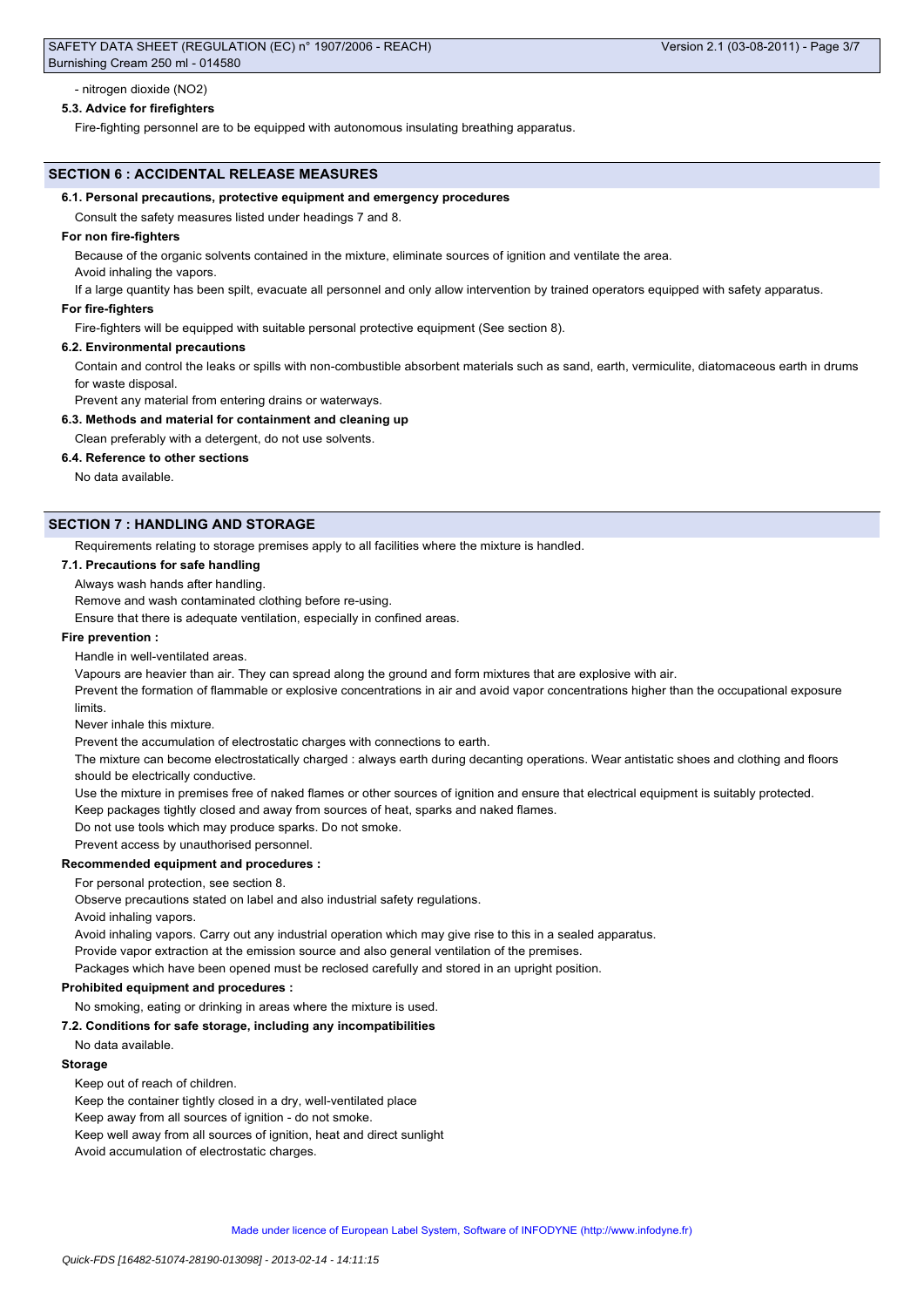- nitrogen dioxide ($NO_2$)

### 5.3. Advice for firefighters

Fire-fighting personnel are to be equipped with autonomous insulating breathing apparatus.

## SECTION 6 : ACCIDENTAL RELEASE MEASURES

### 6.1. Personal precautions, protective equipment and emergency procedures

Consult the safety measures listed under headings 7 and 8.

**For non fire-fighters**

Because of the organic solvents contained in the mixture, eliminate sources of ignition and ventilate the area.

Avoid inhaling the vapors.

If a large quantity has been spilt, evacuate all personnel and only allow intervention by trained operators equipped with safety apparatus.

**For fire-fighters**

Fire-fighters will be equipped with suitable personal protective equipment (See section 8).

### 6.2. Environmental precautions

Contain and control the leaks or spills with non-combustible absorbent materials such as sand, earth, vermiculite, diatomaceous earth in drums for waste disposal.

Prevent any material from entering drains or waterways.

### 6.3. Methods and material for containment and cleaning up

Clean preferably with a detergent, do not use solvents.

### 6.4. Reference to other sections

No data available.

## SECTION 7 : HANDLING AND STORAGE

Requirements relating to storage premises apply to all facilities where the mixture is handled.

### 7.1. Precautions for safe handling

Always wash hands after handling.

Remove and wash contaminated clothing before re-using.

Ensure that there is adequate ventilation, especially in confined areas.

**Fire prevention :**

Handle in well-ventilated areas.

Vapours are heavier than air. They can spread along the ground and form mixtures that are explosive with air.

Prevent the formation of flammable or explosive concentrations in air and avoid vapor concentrations higher than the occupational exposure limits.

Never inhale this mixture.

Prevent the accumulation of electrostatic charges with connections to earth.

The mixture can become electrostatically charged : always earth during decanting operations. Wear antistatic shoes and clothing and floors should be electrically conductive.

Use the mixture in premises free of naked flames or other sources of ignition and ensure that electrical equipment is suitably protected.

Keep packages tightly closed and away from sources of heat, sparks and naked flames.

Do not use tools which may produce sparks. Do not smoke.

Prevent access by unauthorised personnel.

**Recommended equipment and procedures :**

For personal protection, see section 8.

Observe precautions stated on label and also industrial safety regulations.

Avoid inhaling vapors.

Avoid inhaling vapors. Carry out any industrial operation which may give rise to this in a sealed apparatus.

Provide vapor extraction at the emission source and also general ventilation of the premises.

Packages which have been opened must be reclosed carefully and stored in an upright position.

**Prohibited equipment and procedures :**

No smoking, eating or drinking in areas where the mixture is used.

### 7.2. Conditions for safe storage, including any incompatibilities

No data available.

**Storage**

Keep out of reach of children.

Keep the container tightly closed in a dry, well-ventilated place

Keep away from all sources of ignition - do not smoke.

Keep well away from all sources of ignition, heat and direct sunlight

Avoid accumulation of electrostatic charges.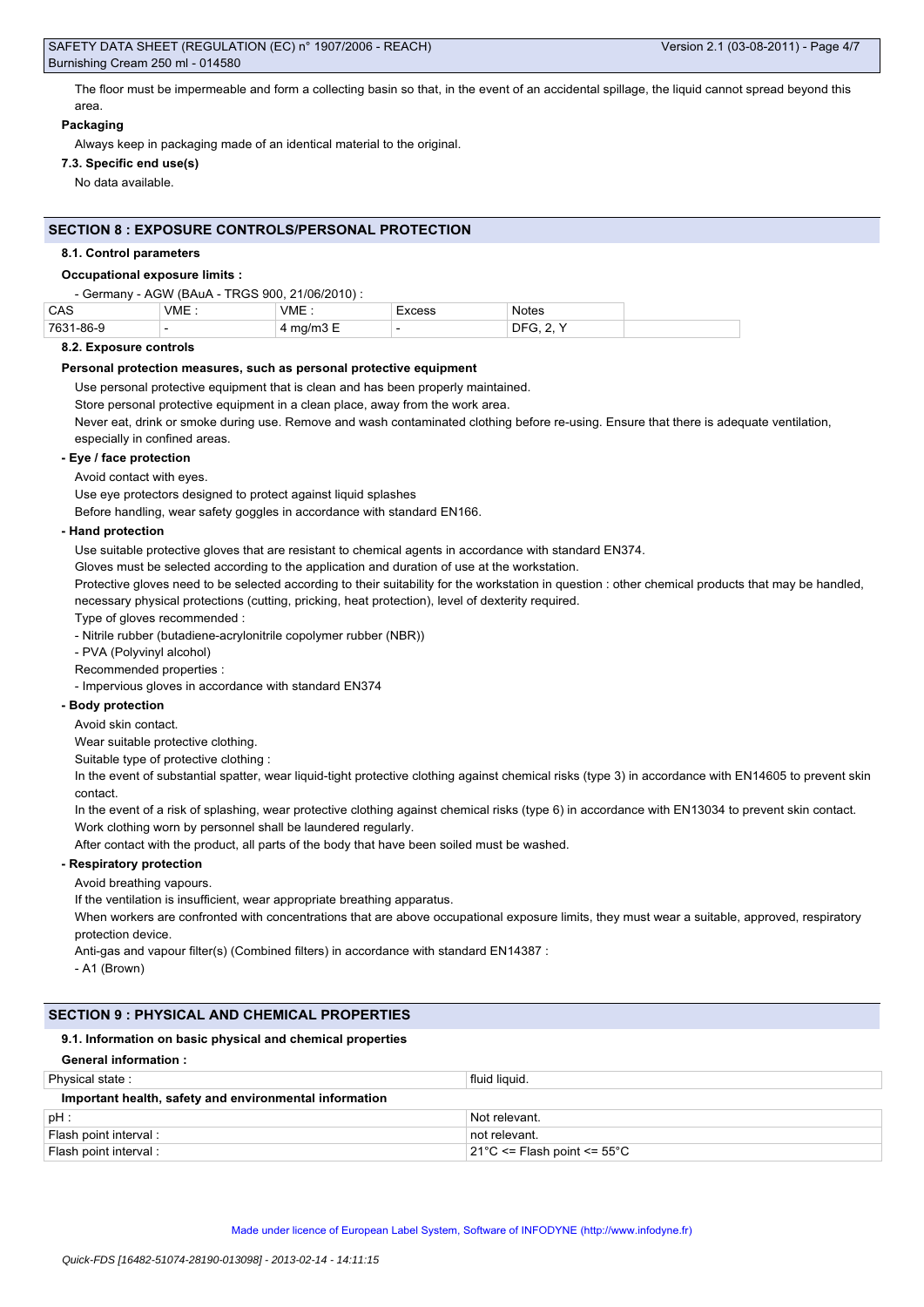The floor must be impermeable and form a collecting basin so that, in the event of an accidental spillage, the liquid cannot spread beyond this area.

**Packaging**

Always keep in packaging made of an identical material to the original.

**7.3. Specific end use(s)**

No data available.

## SECTION 8 : EXPOSURE CONTROLS/PERSONAL PROTECTION

**8.1. Control parameters**

**Occupational exposure limits :**

- Germany - AGW (BAuA - TRGS 900, 21/06/2010) :

| CAS | VME : | VME : | Excess | Notes | |
|---|---|---|---|---|---|
| 7631-86-9 | - | 4 mg/m3 E | - | DFG, 2, Y | |

**8.2. Exposure controls**

**Personal protection measures, such as personal protective equipment**

Use personal protective equipment that is clean and has been properly maintained.

Store personal protective equipment in a clean place, away from the work area.

Never eat, drink or smoke during use. Remove and wash contaminated clothing before re-using. Ensure that there is adequate ventilation, especially in confined areas.

**- Eye / face protection**

Avoid contact with eyes.

Use eye protectors designed to protect against liquid splashes

Before handling, wear safety goggles in accordance with standard EN166.

**- Hand protection**

Use suitable protective gloves that are resistant to chemical agents in accordance with standard EN374.

Gloves must be selected according to the application and duration of use at the workstation.

Protective gloves need to be selected according to their suitability for the workstation in question : other chemical products that may be handled, necessary physical protections (cutting, pricking, heat protection), level of dexterity required.

Type of gloves recommended :

- Nitrile rubber (butadiene-acrylonitrile copolymer rubber (NBR))
- PVA (Polyvinyl alcohol)

Recommended properties :

- Impervious gloves in accordance with standard EN374

**- Body protection**

Avoid skin contact.

Wear suitable protective clothing.

Suitable type of protective clothing :

In the event of substantial spatter, wear liquid-tight protective clothing against chemical risks (type 3) in accordance with EN14605 to prevent skin contact.

In the event of a risk of splashing, wear protective clothing against chemical risks (type 6) in accordance with EN13034 to prevent skin contact.

Work clothing worn by personnel shall be laundered regularly.

After contact with the product, all parts of the body that have been soiled must be washed.

**- Respiratory protection**

Avoid breathing vapours.

If the ventilation is insufficient, wear appropriate breathing apparatus.

When workers are confronted with concentrations that are above occupational exposure limits, they must wear a suitable, approved, respiratory protection device.

Anti-gas and vapour filter(s) (Combined filters) in accordance with standard EN14387 :

- A1 (Brown)

## SECTION 9 : PHYSICAL AND CHEMICAL PROPERTIES

**9.1. Information on basic physical and chemical properties**

**General information :**

| Physical state : | fluid liquid. |
|---|---|
| **Important health, safety and environmental information** | |
| pH : | Not relevant. |
| Flash point interval : | not relevant. |
| Flash point interval : | 21°C <= Flash point <= 55°C |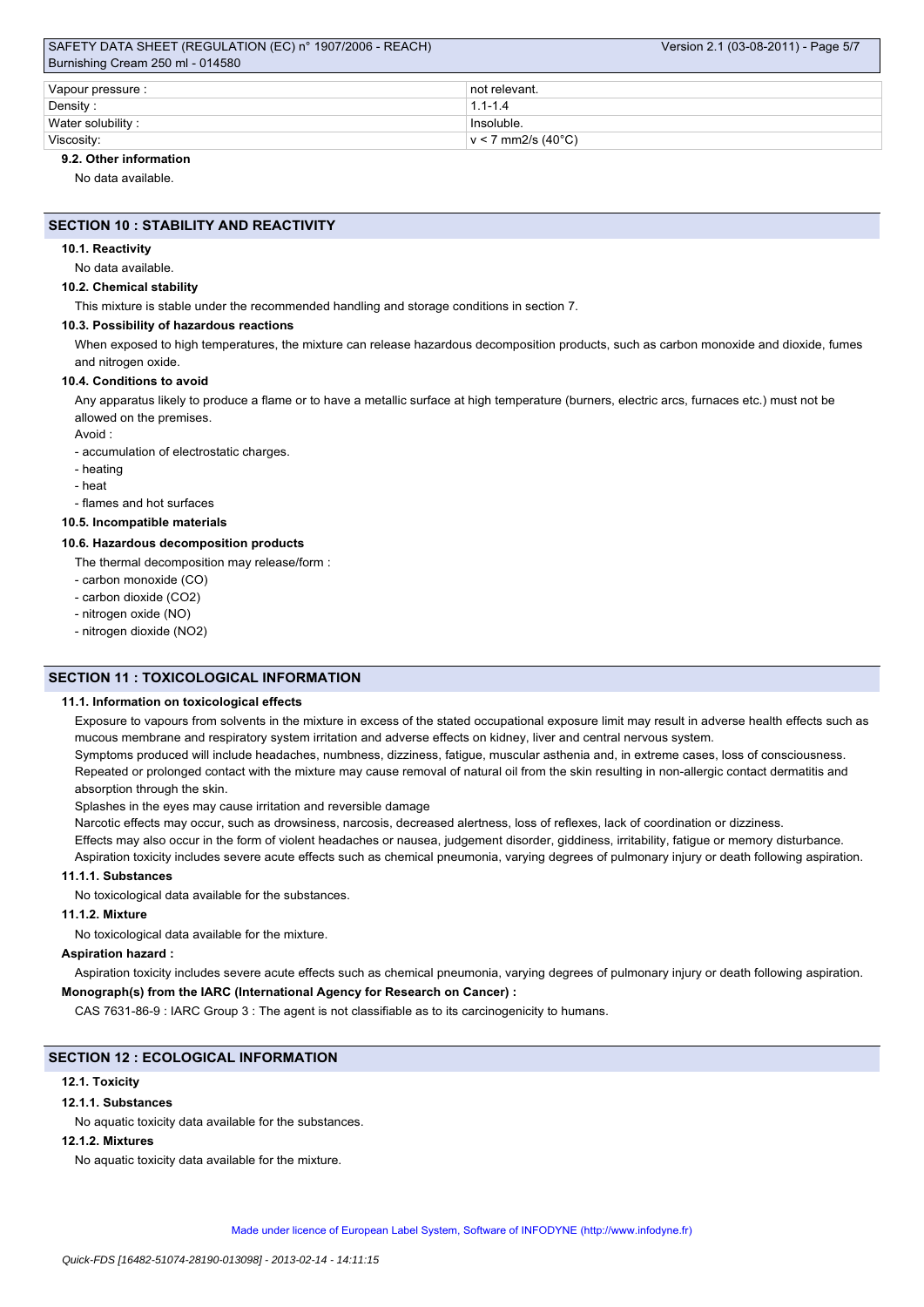| | |
|---|---|
| Vapour pressure : | not relevant. |
| Density : | 1.1-1.4 |
| Water solubility : | Insoluble. |
| Viscosity: | v < 7 mm2/s (40°C) |

#### 9.2. Other information

No data available.

## SECTION 10 : STABILITY AND REACTIVITY

#### 10.1. Reactivity

No data available.

#### 10.2. Chemical stability

This mixture is stable under the recommended handling and storage conditions in section 7.

#### 10.3. Possibility of hazardous reactions

When exposed to high temperatures, the mixture can release hazardous decomposition products, such as carbon monoxide and dioxide, fumes and nitrogen oxide.

#### 10.4. Conditions to avoid

Any apparatus likely to produce a flame or to have a metallic surface at high temperature (burners, electric arcs, furnaces etc.) must not be allowed on the premises.

Avoid :

- accumulation of electrostatic charges.
- heating
- heat
- flames and hot surfaces

#### 10.5. Incompatible materials

#### 10.6. Hazardous decomposition products

The thermal decomposition may release/form :

- carbon monoxide (CO)
- carbon dioxide ($CO_2$)
- nitrogen oxide (NO)
- nitrogen dioxide ($NO_2$)

## SECTION 11 : TOXICOLOGICAL INFORMATION

#### 11.1. Information on toxicological effects

Exposure to vapours from solvents in the mixture in excess of the stated occupational exposure limit may result in adverse health effects such as mucous membrane and respiratory system irritation and adverse effects on kidney, liver and central nervous system.

Symptoms produced will include headaches, numbness, dizziness, fatigue, muscular asthenia and, in extreme cases, loss of consciousness.

Repeated or prolonged contact with the mixture may cause removal of natural oil from the skin resulting in non-allergic contact dermatitis and absorption through the skin.

Splashes in the eyes may cause irritation and reversible damage

Narcotic effects may occur, such as drowsiness, narcosis, decreased alertness, loss of reflexes, lack of coordination or dizziness.

Effects may also occur in the form of violent headaches or nausea, judgement disorder, giddiness, irritability, fatigue or memory disturbance.

Aspiration toxicity includes severe acute effects such as chemical pneumonia, varying degrees of pulmonary injury or death following aspiration.

#### 11.1.1. Substances

No toxicological data available for the substances.

#### 11.1.2. Mixture

No toxicological data available for the mixture.

**Aspiration hazard :**

Aspiration toxicity includes severe acute effects such as chemical pneumonia, varying degrees of pulmonary injury or death following aspiration.

**Monograph(s) from the IARC (International Agency for Research on Cancer) :**

CAS 7631-86-9 : IARC Group 3 : The agent is not classifiable as to its carcinogenicity to humans.

## SECTION 12 : ECOLOGICAL INFORMATION

#### 12.1. Toxicity

#### 12.1.1. Substances

No aquatic toxicity data available for the substances.

#### 12.1.2. Mixtures

No aquatic toxicity data available for the mixture.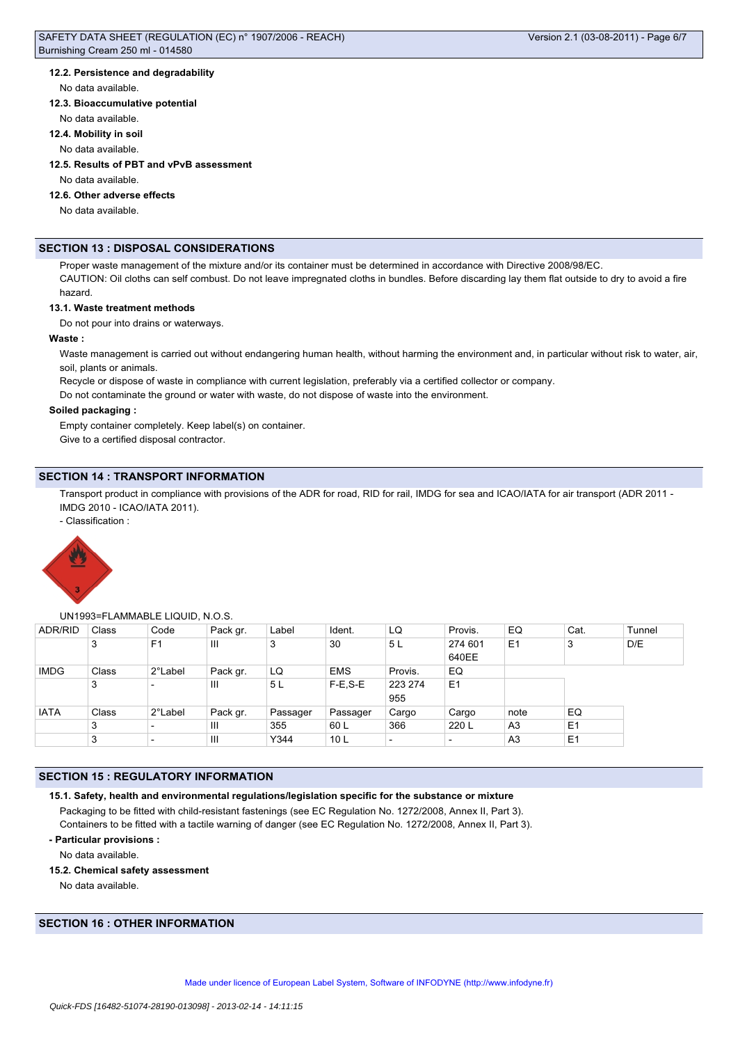#### 12.2. Persistence and degradability

No data available.

#### 12.3. Bioaccumulative potential

No data available.

#### 12.4. Mobility in soil

No data available.

#### 12.5. Results of PBT and vPvB assessment

No data available.

#### 12.6. Other adverse effects

No data available.

## SECTION 13 : DISPOSAL CONSIDERATIONS

Proper waste management of the mixture and/or its container must be determined in accordance with Directive 2008/98/EC.

CAUTION: Oil cloths can self combust. Do not leave impregnated cloths in bundles. Before discarding lay them flat outside to dry to avoid a fire hazard.

#### 13.1. Waste treatment methods

Do not pour into drains or waterways.

**Waste :**

Waste management is carried out without endangering human health, without harming the environment and, in particular without risk to water, air, soil, plants or animals.

Recycle or dispose of waste in compliance with current legislation, preferably via a certified collector or company.

Do not contaminate the ground or water with waste, do not dispose of waste into the environment.

**Soiled packaging :**

Empty container completely. Keep label(s) on container.

Give to a certified disposal contractor.

## SECTION 14 : TRANSPORT INFORMATION

Transport product in compliance with provisions of the ADR for road, RID for rail, IMDG for sea and ICAO/IATA for air transport (ADR 2011 - IMDG 2010 - ICAO/IATA 2011).

- Classification :

UN1993=FLAMMABLE LIQUID, N.O.S.

| ADR/RID | Class | Code | Pack gr. | Label | Ident. | LQ | Provis. | EQ | Cat. | Tunnel |
|---|---|---|---|---|---|---|---|---|---|---|
| | 3 | F1 | III | 3 | 30 | 5 L | 274 601 640EE | E1 | 3 | D/E |
| IMDG | Class | 2°Label | Pack gr. | LQ | EMS | Provis. | EQ | | | |
| | 3 | - | III | 5 L | F-E,S-E | 223 274 955 | E1 | | | |
| IATA | Class | 2°Label | Pack gr. | Passager | Passager | Cargo | Cargo | note | EQ | |
| | 3 | - | III | 355 | 60 L | 366 | 220 L | A3 | E1 | |
| | 3 | - | III | Y344 | 10 L | - | - | A3 | E1 | |

## SECTION 15 : REGULATORY INFORMATION

#### 15.1. Safety, health and environmental regulations/legislation specific for the substance or mixture

Packaging to be fitted with child-resistant fastenings (see EC Regulation No. 1272/2008, Annex II, Part 3).

Containers to be fitted with a tactile warning of danger (see EC Regulation No. 1272/2008, Annex II, Part 3).

**- Particular provisions :**

No data available.

#### 15.2. Chemical safety assessment

No data available.

## SECTION 16 : OTHER INFORMATION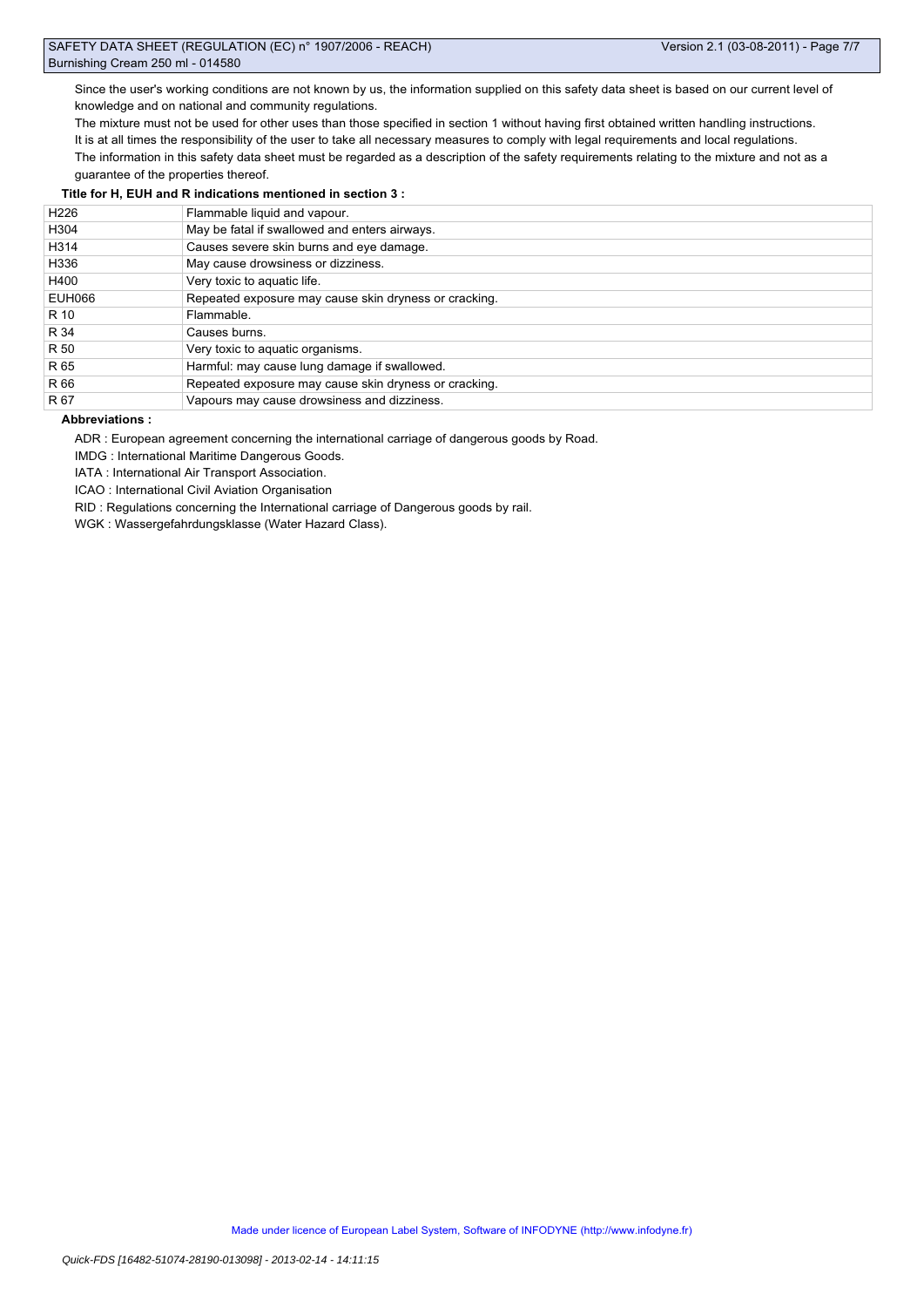Since the user's working conditions are not known by us, the information supplied on this safety data sheet is based on our current level of knowledge and on national and community regulations.

The mixture must not be used for other uses than those specified in section 1 without having first obtained written handling instructions.

It is at all times the responsibility of the user to take all necessary measures to comply with legal requirements and local regulations.

The information in this safety data sheet must be regarded as a description of the safety requirements relating to the mixture and not as a guarantee of the properties thereof.

**Title for H, EUH and R indications mentioned in section 3 :**

| | |
|---|---|
| H226 | Flammable liquid and vapour. |
| H304 | May be fatal if swallowed and enters airways. |
| H314 | Causes severe skin burns and eye damage. |
| H336 | May cause drowsiness or dizziness. |
| H400 | Very toxic to aquatic life. |
| EUH066 | Repeated exposure may cause skin dryness or cracking. |
| R 10 | Flammable. |
| R 34 | Causes burns. |
| R 50 | Very toxic to aquatic organisms. |
| R 65 | Harmful: may cause lung damage if swallowed. |
| R 66 | Repeated exposure may cause skin dryness or cracking. |
| R 67 | Vapours may cause drowsiness and dizziness. |

**Abbreviations :**

ADR : European agreement concerning the international carriage of dangerous goods by Road.

IMDG : International Maritime Dangerous Goods.

IATA : International Air Transport Association.

ICAO : International Civil Aviation Organisation

RID : Regulations concerning the International carriage of Dangerous goods by rail.

WGK : Wassergefahrdungsklasse (Water Hazard Class).

Made under licence of European Label System, Software of INFODYNE (http://www.infodyne.fr)

*Quick-FDS [16482-51074-28190-013098] - 2013-02-14 - 14:11:15*